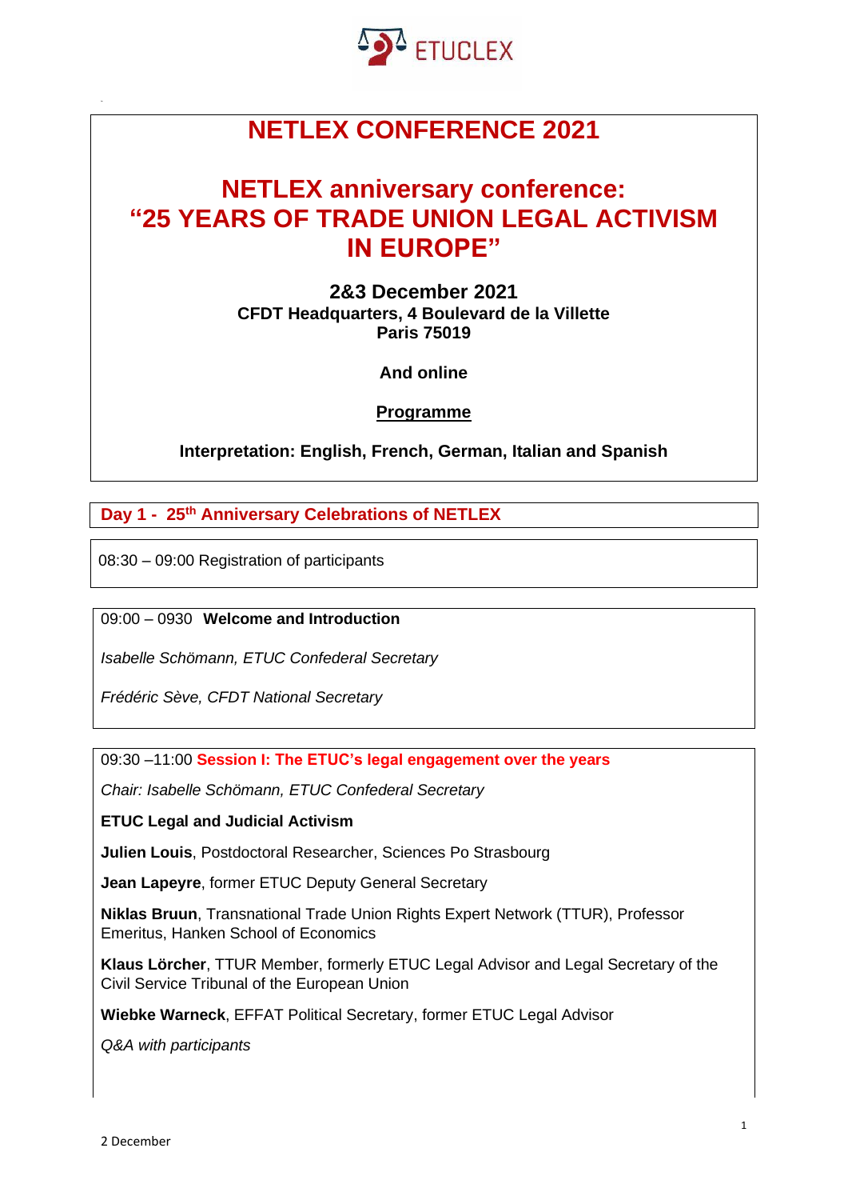ETUCLEX

# NETLEX CONFERENCE 2021

# NETLEX anniversary conference: "25 YEARS OF TRADE UNION LEGAL ACTIVISM IN EUROPE"

**2&3 December 2021**
**CFDT Headquarters, 4 Boulevard de la Villette**
**Paris 75019**

**And online**

**Programme**

**Interpretation: English, French, German, Italian and Spanish**

## Day 1 - 25th Anniversary Celebrations of NETLEX

08:30 – 09:00 Registration of participants

09:00 – 0930 **Welcome and Introduction**

*Isabelle Schömann, ETUC Confederal Secretary*

*Frédéric Sève, CFDT National Secretary*

09:30 –11:00 **Session I: The ETUC's legal engagement over the years**

*Chair: Isabelle Schömann, ETUC Confederal Secretary*

**ETUC Legal and Judicial Activism**

**Julien Louis**, Postdoctoral Researcher, Sciences Po Strasbourg

**Jean Lapeyre**, former ETUC Deputy General Secretary

**Niklas Bruun**, Transnational Trade Union Rights Expert Network (TTUR), Professor Emeritus, Hanken School of Economics

**Klaus Lörcher**, TTUR Member, formerly ETUC Legal Advisor and Legal Secretary of the Civil Service Tribunal of the European Union

**Wiebke Warneck**, EFFAT Political Secretary, former ETUC Legal Advisor

*Q&A with participants*

2 December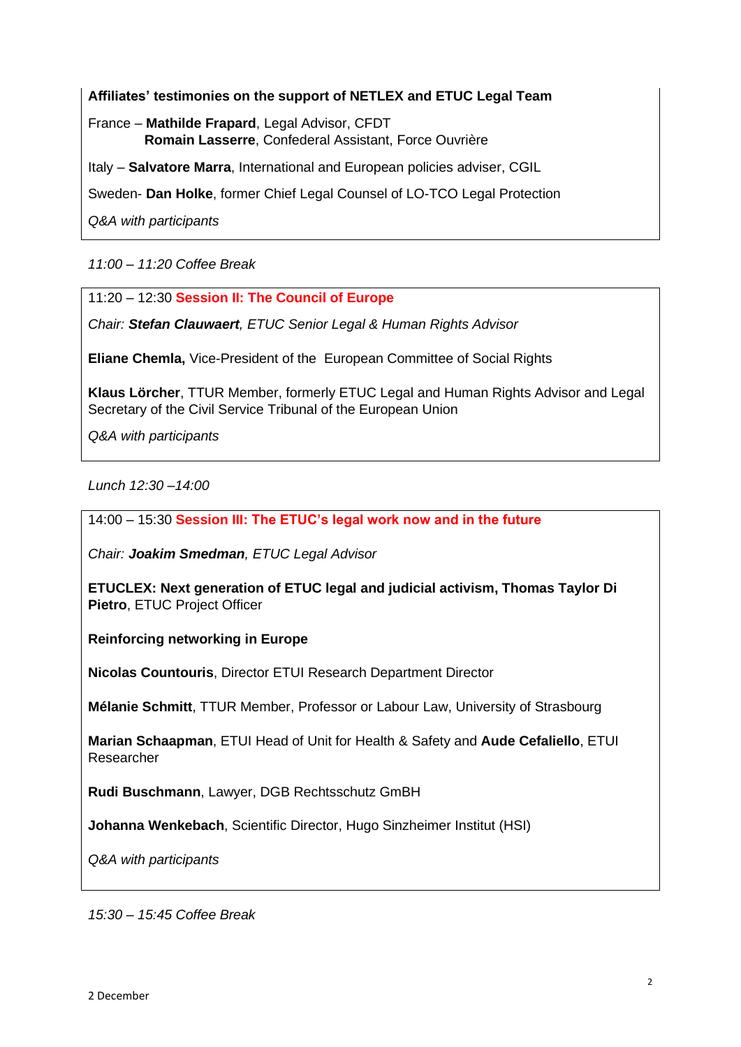**Affiliates' testimonies on the support of NETLEX and ETUC Legal Team**

France – **Mathilde Frapard**, Legal Advisor, CFDT
**Romain Lasserre**, Confederal Assistant, Force Ouvrière

Italy – **Salvatore Marra**, International and European policies adviser, CGIL

Sweden- **Dan Holke**, former Chief Legal Counsel of LO-TCO Legal Protection

*Q&A with participants*

*11:00 – 11:20 Coffee Break*

11:20 – 12:30 **Session II: The Council of Europe**

*Chair: **Stefan Clauwaert**, ETUC Senior Legal & Human Rights Advisor*

**Eliane Chemla,** Vice-President of the European Committee of Social Rights

**Klaus Lörcher**, TTUR Member, formerly ETUC Legal and Human Rights Advisor and Legal Secretary of the Civil Service Tribunal of the European Union

*Q&A with participants*

*Lunch 12:30 –14:00*

14:00 – 15:30 **Session III: The ETUC's legal work now and in the future**

*Chair: **Joakim Smedman**, ETUC Legal Advisor*

**ETUCLEX: Next generation of ETUC legal and judicial activism, Thomas Taylor Di Pietro**, ETUC Project Officer

**Reinforcing networking in Europe**

**Nicolas Countouris**, Director ETUI Research Department Director

**Mélanie Schmitt**, TTUR Member, Professor or Labour Law, University of Strasbourg

**Marian Schaapman**, ETUI Head of Unit for Health & Safety and **Aude Cefaliello**, ETUI Researcher

**Rudi Buschmann**, Lawyer, DGB Rechtsschutz GmbH

**Johanna Wenkebach**, Scientific Director, Hugo Sinzheimer Institut (HSI)

*Q&A with participants*

*15:30 – 15:45 Coffee Break*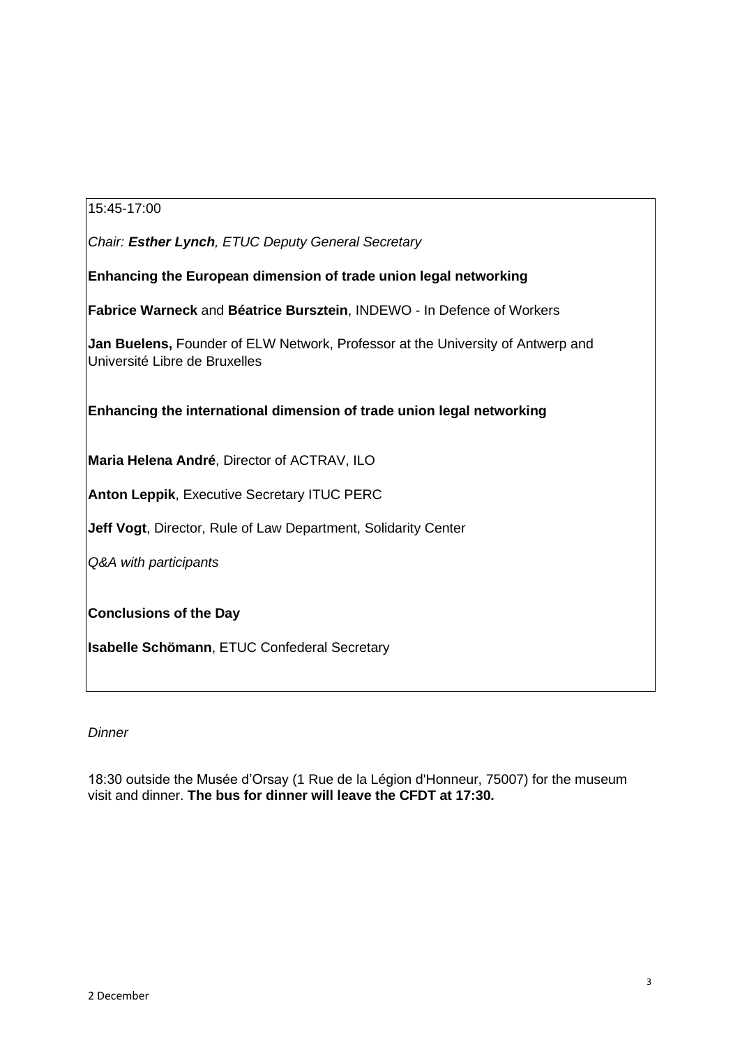15:45-17:00

*Chair: **Esther Lynch**, ETUC Deputy General Secretary*

**Enhancing the European dimension of trade union legal networking**

**Fabrice Warneck** and **Béatrice Bursztein**, INDEWO - In Defence of Workers

**Jan Buelens,** Founder of ELW Network, Professor at the University of Antwerp and Université Libre de Bruxelles

**Enhancing the international dimension of trade union legal networking**

**Maria Helena André**, Director of ACTRAV, ILO

**Anton Leppik**, Executive Secretary ITUC PERC

**Jeff Vogt**, Director, Rule of Law Department, Solidarity Center

*Q&A with participants*

**Conclusions of the Day**

**Isabelle Schömann**, ETUC Confederal Secretary

*Dinner*

18:30 outside the Musée d'Orsay (1 Rue de la Légion d'Honneur, 75007) for the museum visit and dinner. **The bus for dinner will leave the CFDT at 17:30.**

2 December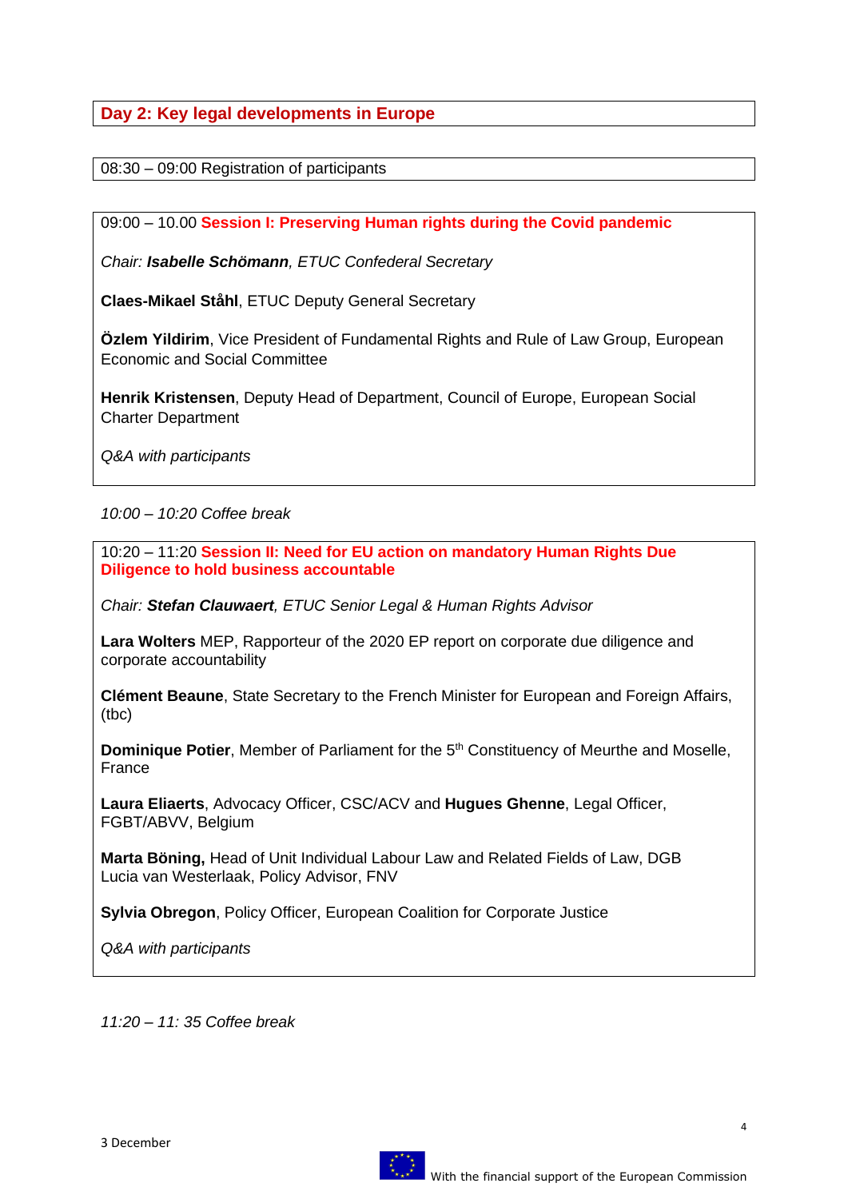## Day 2: Key legal developments in Europe

08:30 – 09:00 Registration of participants

09:00 – 10.00 **Session I: Preserving Human rights during the Covid pandemic**

*Chair: **Isabelle Schömann**, ETUC Confederal Secretary*

**Claes-Mikael Ståhl**, ETUC Deputy General Secretary

**Özlem Yildirim**, Vice President of Fundamental Rights and Rule of Law Group, European Economic and Social Committee

**Henrik Kristensen**, Deputy Head of Department, Council of Europe, European Social Charter Department

*Q&A with participants*

*10:00 – 10:20 Coffee break*

10:20 – 11:20 **Session II: Need for EU action on mandatory Human Rights Due Diligence to hold business accountable**

*Chair: **Stefan Clauwaert**, ETUC Senior Legal & Human Rights Advisor*

**Lara Wolters** MEP, Rapporteur of the 2020 EP report on corporate due diligence and corporate accountability

**Clément Beaune**, State Secretary to the French Minister for European and Foreign Affairs, (tbc)

**Dominique Potier**, Member of Parliament for the 5th Constituency of Meurthe and Moselle, France

**Laura Eliaerts**, Advocacy Officer, CSC/ACV and **Hugues Ghenne**, Legal Officer, FGBT/ABVV, Belgium

**Marta Böning,** Head of Unit Individual Labour Law and Related Fields of Law, DGB
Lucia van Westerlaak, Policy Advisor, FNV

**Sylvia Obregon**, Policy Officer, European Coalition for Corporate Justice

*Q&A with participants*

*11:20 – 11: 35 Coffee break*

3 December

With the financial support of the European Commission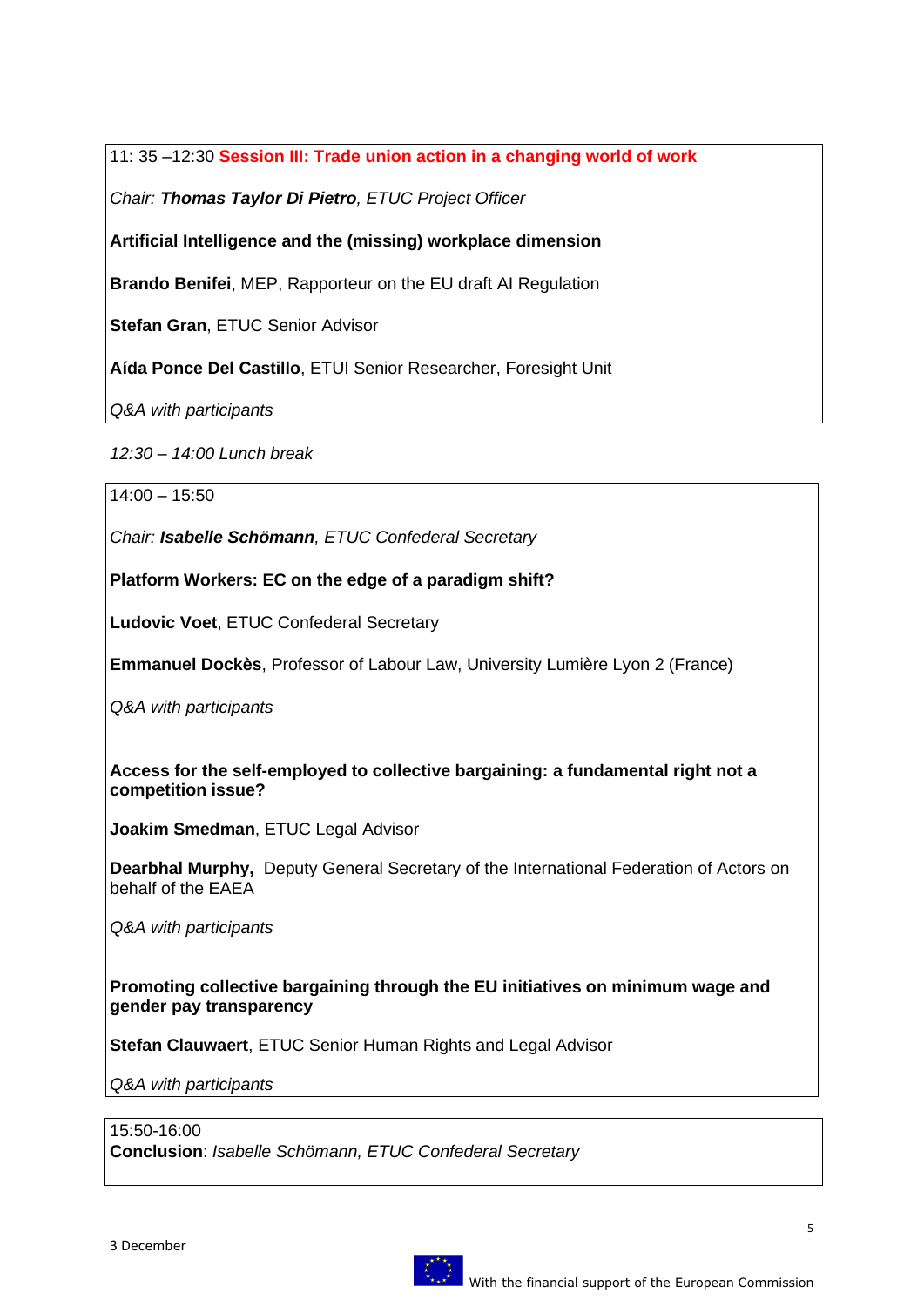11: 35 –12:30 **Session III: Trade union action in a changing world of work**

*Chair: **Thomas Taylor Di Pietro**, ETUC Project Officer*

**Artificial Intelligence and the (missing) workplace dimension**

**Brando Benifei**, MEP, Rapporteur on the EU draft AI Regulation

**Stefan Gran**, ETUC Senior Advisor

**Aída Ponce Del Castillo**, ETUI Senior Researcher, Foresight Unit

*Q&A with participants*

*12:30 – 14:00 Lunch break*

14:00 – 15:50

*Chair: **Isabelle Schömann**, ETUC Confederal Secretary*

**Platform Workers: EC on the edge of a paradigm shift?**

**Ludovic Voet**, ETUC Confederal Secretary

**Emmanuel Dockès**, Professor of Labour Law, University Lumière Lyon 2 (France)

*Q&A with participants*

**Access for the self-employed to collective bargaining: a fundamental right not a competition issue?**

**Joakim Smedman**, ETUC Legal Advisor

**Dearbhal Murphy,** Deputy General Secretary of the International Federation of Actors on behalf of the EAEA

*Q&A with participants*

**Promoting collective bargaining through the EU initiatives on minimum wage and gender pay transparency**

**Stefan Clauwaert**, ETUC Senior Human Rights and Legal Advisor

*Q&A with participants*

15:50-16:00
**Conclusion**: *Isabelle Schömann, ETUC Confederal Secretary*

3 December

With the financial support of the European Commission